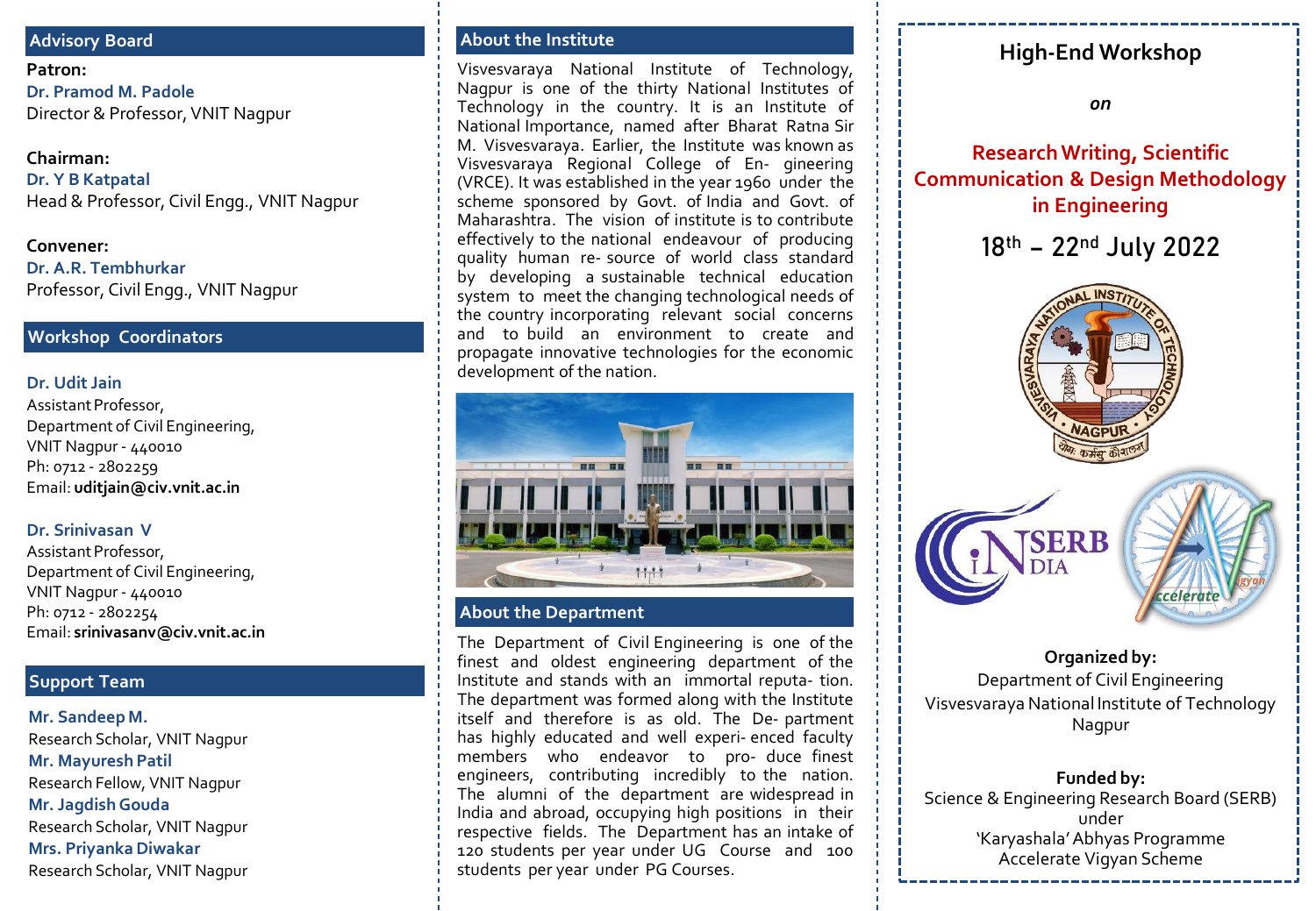## Advisory Board

**Patron:**
**Dr. Pramod M. Padole**
Director & Professor, VNIT Nagpur

**Chairman:**
**Dr. Y B Katpatal**
Head & Professor, Civil Engg., VNIT Nagpur

**Convener:**
**Dr. A.R. Tembhurkar**
Professor, Civil Engg., VNIT Nagpur

## Workshop Coordinators

**Dr. Udit Jain**
Assistant Professor,
Department of Civil Engineering,
VNIT Nagpur - 440010
Ph: 0712 - 2802259
Email: **uditjain@civ.vnit.ac.in**

**Dr. Srinivasan V**
Assistant Professor,
Department of Civil Engineering,
VNIT Nagpur - 440010
Ph: 0712 - 2802254
Email: **srinivasanv@civ.vnit.ac.in**

## Support Team

**Mr. Sandeep M.**
Research Scholar, VNIT Nagpur
**Mr. Mayuresh Patil**
Research Fellow, VNIT Nagpur
**Mr. Jagdish Gouda**
Research Scholar, VNIT Nagpur
**Mrs. Priyanka Diwakar**
Research Scholar, VNIT Nagpur

## About the Institute

Visvesvaraya National Institute of Technology, Nagpur is one of the thirty National Institutes of Technology in the country. It is an Institute of National Importance, named after Bharat Ratna Sir M. Visvesvaraya. Earlier, the Institute was known as Visvesvaraya Regional College of En- gineering (VRCE). It was established in the year 1960 under the scheme sponsored by Govt. of India and Govt. of Maharashtra. The vision of institute is to contribute effectively to the national endeavour of producing quality human re- source of world class standard by developing a sustainable technical education system to meet the changing technological needs of the country incorporating relevant social concerns and to build an environment to create and propagate innovative technologies for the economic development of the nation.

## About the Department

The Department of Civil Engineering is one of the finest and oldest engineering department of the Institute and stands with an immortal reputa- tion. The department was formed along with the Institute itself and therefore is as old. The De- partment has highly educated and well experi- enced faculty members who endeavor to pro- duce finest engineers, contributing incredibly to the nation. The alumni of the department are widespread in India and abroad, occupying high positions in their respective fields. The Department has an intake of 120 students per year under UG Course and 100 students per year under PG Courses.

# High-End Workshop

*on*

# Research Writing, Scientific Communication & Design Methodology in Engineering

## 18th – 22nd July 2022

**Organized by:**
Department of Civil Engineering
Visvesvaraya National Institute of Technology
Nagpur

**Funded by:**
Science & Engineering Research Board (SERB)
under
'Karyashala' Abhyas Programme
Accelerate Vigyan Scheme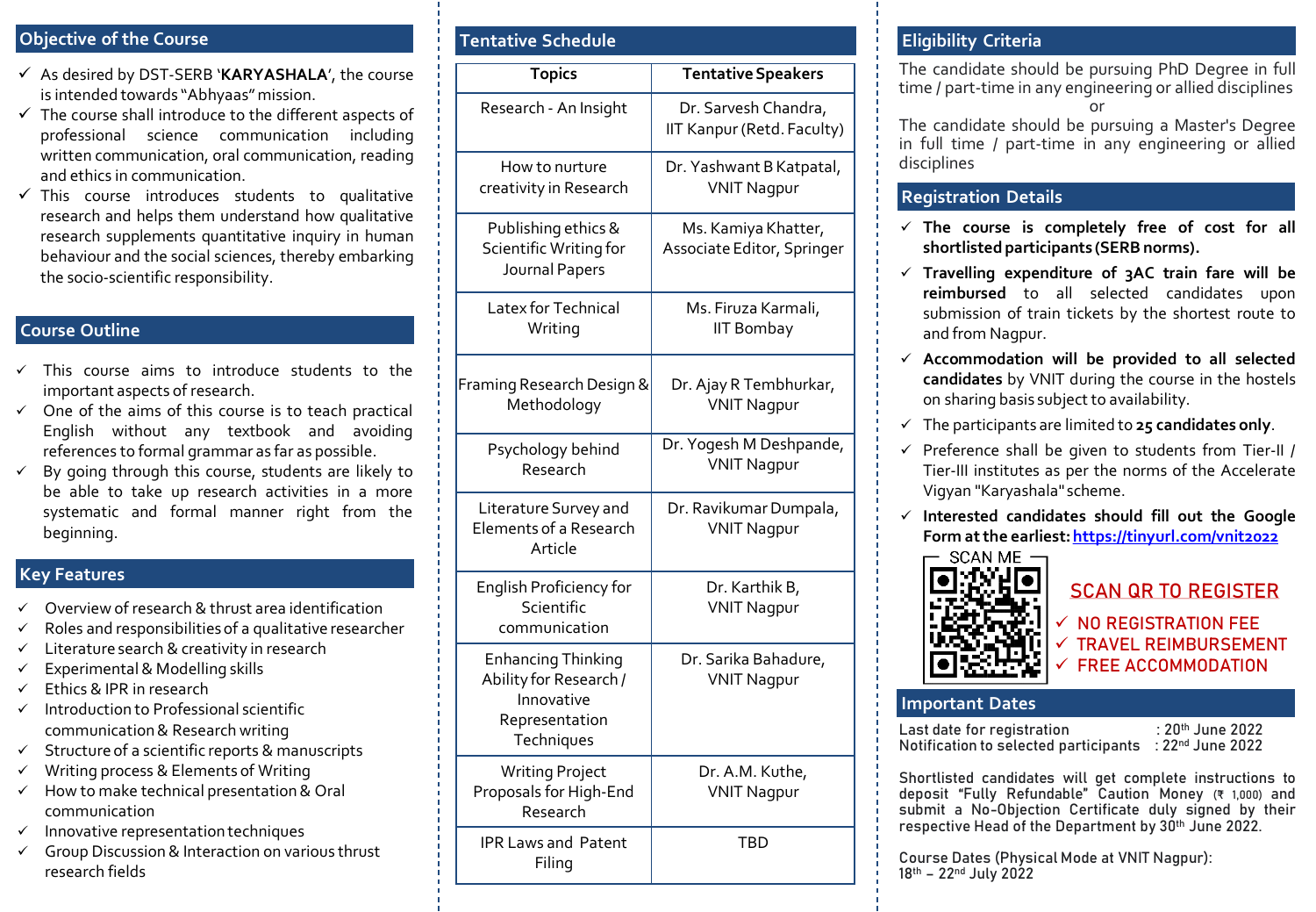## Objective of the Course

- ✓ As desired by DST-SERB '**KARYASHALA**', the course is intended towards "Abhyaas" mission.
- ✓ The course shall introduce to the different aspects of professional science communication including written communication, oral communication, reading and ethics in communication.
- ✓ This course introduces students to qualitative research and helps them understand how qualitative research supplements quantitative inquiry in human behaviour and the social sciences, thereby embarking the socio-scientific responsibility.

## Course Outline

- ✓ This course aims to introduce students to the important aspects of research.
- ✓ One of the aims of this course is to teach practical English without any textbook and avoiding references to formal grammar as far as possible.
- ✓ By going through this course, students are likely to be able to take up research activities in a more systematic and formal manner right from the beginning.

## Key Features

- ✓ Overview of research & thrust area identification
- ✓ Roles and responsibilities of a qualitative researcher
- ✓ Literature search & creativity in research
- ✓ Experimental & Modelling skills
- ✓ Ethics & IPR in research
- ✓ Introduction to Professional scientific communication & Research writing
- ✓ Structure of a scientific reports & manuscripts
- ✓ Writing process & Elements of Writing
- ✓ How to make technical presentation & Oral communication
- ✓ Innovative representation techniques
- ✓ Group Discussion & Interaction on various thrust research fields

## Tentative Schedule

| Topics | Tentative Speakers |
|---|---|
| Research - An Insight | Dr. Sarvesh Chandra, IIT Kanpur (Retd. Faculty) |
| How to nurture creativity in Research | Dr. Yashwant B Katpatal, VNIT Nagpur |
| Publishing ethics & Scientific Writing for Journal Papers | Ms. Kamiya Khatter, Associate Editor, Springer |
| Latex for Technical Writing | Ms. Firuza Karmali, IIT Bombay |
| Framing Research Design & Methodology | Dr. Ajay R Tembhurkar, VNIT Nagpur |
| Psychology behind Research | Dr. Yogesh M Deshpande, VNIT Nagpur |
| Literature Survey and Elements of a Research Article | Dr. Ravikumar Dumpala, VNIT Nagpur |
| English Proficiency for Scientific communication | Dr. Karthik B, VNIT Nagpur |
| Enhancing Thinking Ability for Research / Innovative Representation Techniques | Dr. Sarika Bahadure, VNIT Nagpur |
| Writing Project Proposals for High-End Research | Dr. A.M. Kuthe, VNIT Nagpur |
| IPR Laws and Patent Filing | TBD |

## Eligibility Criteria

The candidate should be pursuing PhD Degree in full time / part-time in any engineering or allied disciplines

or

The candidate should be pursuing a Master's Degree in full time / part-time in any engineering or allied disciplines

## Registration Details

- ✓ **The course is completely free of cost for all shortlisted participants (SERB norms).**
- ✓ **Travelling expenditure of 3AC train fare will be reimbursed** to all selected candidates upon submission of train tickets by the shortest route to and from Nagpur.
- ✓ **Accommodation will be provided to all selected candidates** by VNIT during the course in the hostels on sharing basis subject to availability.
- ✓ The participants are limited to **25 candidates only**.
- ✓ Preference shall be given to students from Tier-II / Tier-III institutes as per the norms of the Accelerate Vigyan "Karyashala" scheme.
- ✓ **Interested candidates should fill out the Google Form at the earliest:** https://tinyurl.com/vnit2022

SCAN ME

SCAN QR TO REGISTER

- ✓ NO REGISTRATION FEE
- ✓ TRAVEL REIMBURSEMENT
- ✓ FREE ACCOMMODATION

## Important Dates

Last date for registration : 20th June 2022
Notification to selected participants : 22nd June 2022

Shortlisted candidates will get complete instructions to deposit "Fully Refundable" Caution Money (₹ 1,000) and submit a No-Objection Certificate duly signed by their respective Head of the Department by 30th June 2022.

Course Dates (Physical Mode at VNIT Nagpur):
18th – 22nd July 2022